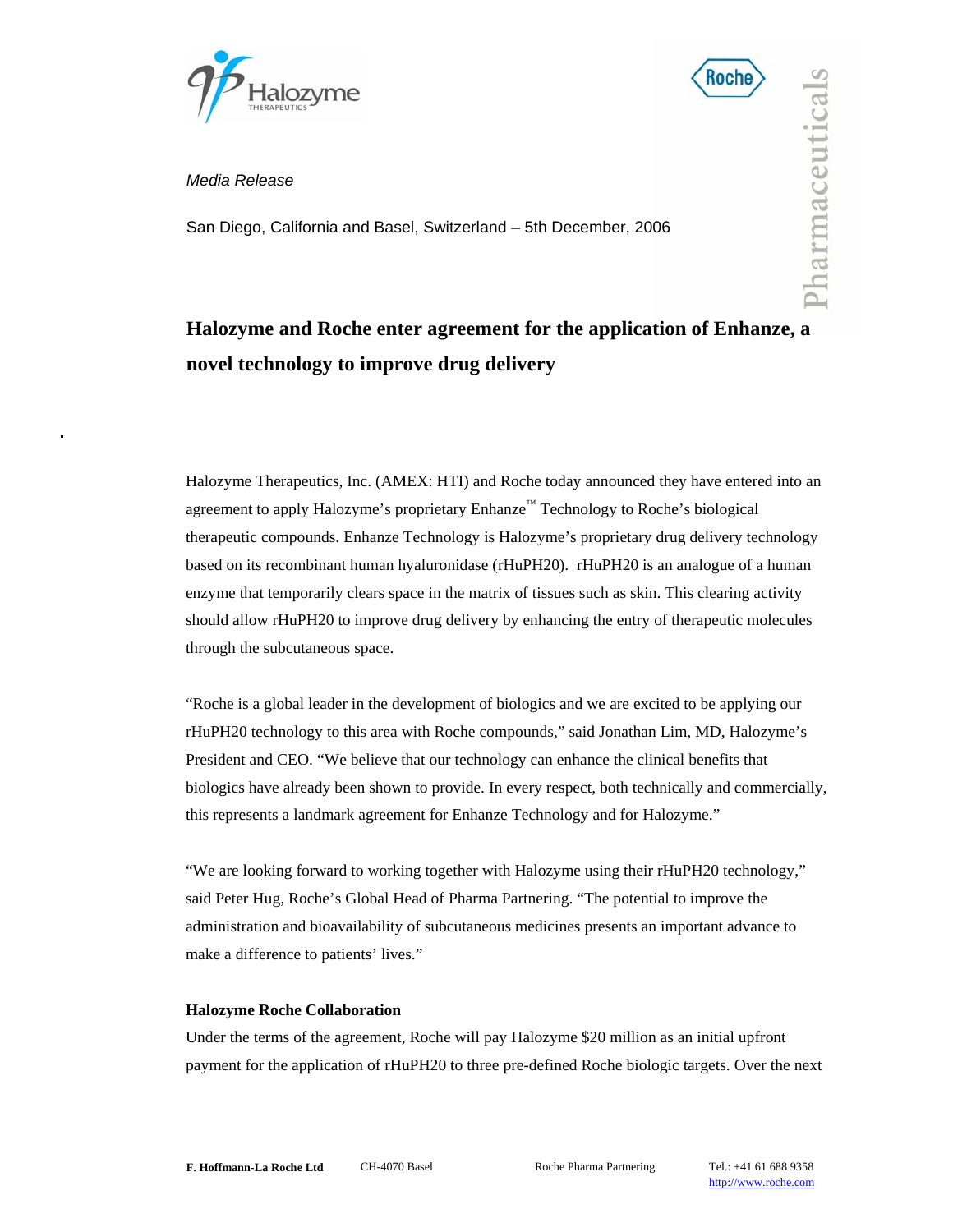*Media Release*

San Diego, California and Basel, Switzerland – 5th December, 2006

# Halozyme and Roche enter agreement for the application of Enhanze, a novel technology to improve drug delivery

Halozyme Therapeutics, Inc. (AMEX: HTI) and Roche today announced they have entered into an agreement to apply Halozyme's proprietary Enhanze™ Technology to Roche's biological therapeutic compounds. Enhanze Technology is Halozyme's proprietary drug delivery technology based on its recombinant human hyaluronidase (rHuPH20). rHuPH20 is an analogue of a human enzyme that temporarily clears space in the matrix of tissues such as skin. This clearing activity should allow rHuPH20 to improve drug delivery by enhancing the entry of therapeutic molecules through the subcutaneous space.

"Roche is a global leader in the development of biologics and we are excited to be applying our rHuPH20 technology to this area with Roche compounds," said Jonathan Lim, MD, Halozyme's President and CEO. "We believe that our technology can enhance the clinical benefits that biologics have already been shown to provide. In every respect, both technically and commercially, this represents a landmark agreement for Enhanze Technology and for Halozyme."

"We are looking forward to working together with Halozyme using their rHuPH20 technology," said Peter Hug, Roche's Global Head of Pharma Partnering. "The potential to improve the administration and bioavailability of subcutaneous medicines presents an important advance to make a difference to patients' lives."

**Halozyme Roche Collaboration**

Under the terms of the agreement, Roche will pay Halozyme $20 million as an initial upfront payment for the application of rHuPH20 to three pre-defined Roche biologic targets. Over the next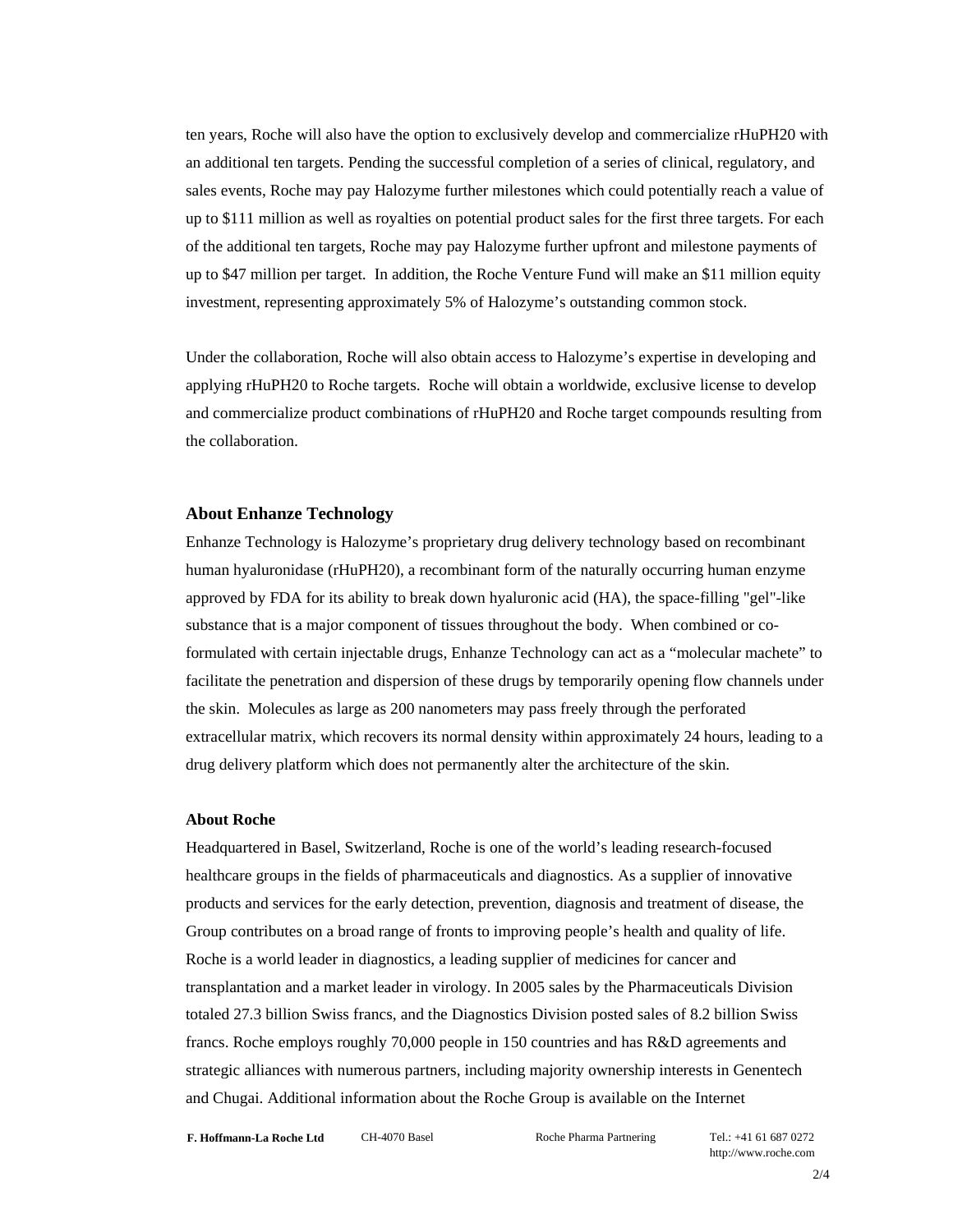ten years, Roche will also have the option to exclusively develop and commercialize rHuPH20 with an additional ten targets. Pending the successful completion of a series of clinical, regulatory, and sales events, Roche may pay Halozyme further milestones which could potentially reach a value of up to $111 million as well as royalties on potential product sales for the first three targets. For each of the additional ten targets, Roche may pay Halozyme further upfront and milestone payments of up to $47 million per target. In addition, the Roche Venture Fund will make an $11 million equity investment, representing approximately 5% of Halozyme's outstanding common stock.

Under the collaboration, Roche will also obtain access to Halozyme's expertise in developing and applying rHuPH20 to Roche targets. Roche will obtain a worldwide, exclusive license to develop and commercialize product combinations of rHuPH20 and Roche target compounds resulting from the collaboration.

### About Enhanze Technology

Enhanze Technology is Halozyme's proprietary drug delivery technology based on recombinant human hyaluronidase (rHuPH20), a recombinant form of the naturally occurring human enzyme approved by FDA for its ability to break down hyaluronic acid (HA), the space-filling "gel"-like substance that is a major component of tissues throughout the body. When combined or co-formulated with certain injectable drugs, Enhanze Technology can act as a "molecular machete" to facilitate the penetration and dispersion of these drugs by temporarily opening flow channels under the skin. Molecules as large as 200 nanometers may pass freely through the perforated extracellular matrix, which recovers its normal density within approximately 24 hours, leading to a drug delivery platform which does not permanently alter the architecture of the skin.

**About Roche**

Headquartered in Basel, Switzerland, Roche is one of the world's leading research-focused healthcare groups in the fields of pharmaceuticals and diagnostics. As a supplier of innovative products and services for the early detection, prevention, diagnosis and treatment of disease, the Group contributes on a broad range of fronts to improving people's health and quality of life. Roche is a world leader in diagnostics, a leading supplier of medicines for cancer and transplantation and a market leader in virology. In 2005 sales by the Pharmaceuticals Division totaled 27.3 billion Swiss francs, and the Diagnostics Division posted sales of 8.2 billion Swiss francs. Roche employs roughly 70,000 people in 150 countries and has R&D agreements and strategic alliances with numerous partners, including majority ownership interests in Genentech and Chugai. Additional information about the Roche Group is available on the Internet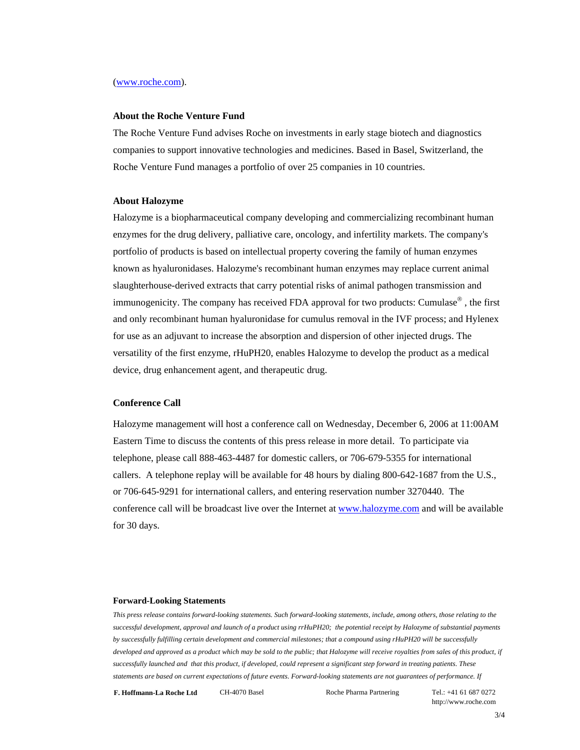(www.roche.com).

### About the Roche Venture Fund

The Roche Venture Fund advises Roche on investments in early stage biotech and diagnostics companies to support innovative technologies and medicines. Based in Basel, Switzerland, the Roche Venture Fund manages a portfolio of over 25 companies in 10 countries.

### About Halozyme

Halozyme is a biopharmaceutical company developing and commercializing recombinant human enzymes for the drug delivery, palliative care, oncology, and infertility markets. The company's portfolio of products is based on intellectual property covering the family of human enzymes known as hyaluronidases. Halozyme's recombinant human enzymes may replace current animal slaughterhouse-derived extracts that carry potential risks of animal pathogen transmission and immunogenicity. The company has received FDA approval for two products: Cumulase®, the first and only recombinant human hyaluronidase for cumulus removal in the IVF process; and Hylenex for use as an adjuvant to increase the absorption and dispersion of other injected drugs. The versatility of the first enzyme, rHuPH20, enables Halozyme to develop the product as a medical device, drug enhancement agent, and therapeutic drug.

### Conference Call

Halozyme management will host a conference call on Wednesday, December 6, 2006 at 11:00AM Eastern Time to discuss the contents of this press release in more detail. To participate via telephone, please call 888-463-4487 for domestic callers, or 706-679-5355 for international callers. A telephone replay will be available for 48 hours by dialing 800-642-1687 from the U.S., or 706-645-9291 for international callers, and entering reservation number 3270440. The conference call will be broadcast live over the Internet at www.halozyme.com and will be available for 30 days.

### Forward-Looking Statements

*This press release contains forward-looking statements. Such forward-looking statements, include, among others, those relating to the successful development, approval and launch of a product using rrHuPH20; the potential receipt by Halozyme of substantial payments by successfully fulfilling certain development and commercial milestones; that a compound using rHuPH20 will be successfully developed and approved as a product which may be sold to the public; that Halozyme will receive royalties from sales of this product, if successfully launched and that this product, if developed, could represent a significant step forward in treating patients. These statements are based on current expectations of future events. Forward-looking statements are not guarantees of performance. If*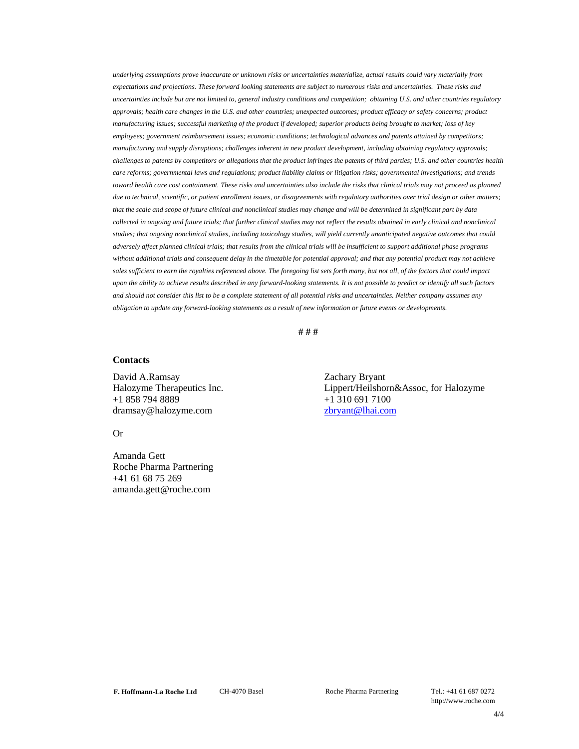*underlying assumptions prove inaccurate or unknown risks or uncertainties materialize, actual results could vary materially from expectations and projections. These forward looking statements are subject to numerous risks and uncertainties. These risks and uncertainties include but are not limited to, general industry conditions and competition; obtaining U.S. and other countries regulatory approvals; health care changes in the U.S. and other countries; unexpected outcomes; product efficacy or safety concerns; product manufacturing issues; successful marketing of the product if developed; superior products being brought to market; loss of key employees; government reimbursement issues; economic conditions; technological advances and patents attained by competitors; manufacturing and supply disruptions; challenges inherent in new product development, including obtaining regulatory approvals; challenges to patents by competitors or allegations that the product infringes the patents of third parties; U.S. and other countries health care reforms; governmental laws and regulations; product liability claims or litigation risks; governmental investigations; and trends toward health care cost containment. These risks and uncertainties also include the risks that clinical trials may not proceed as planned due to technical, scientific, or patient enrollment issues, or disagreements with regulatory authorities over trial design or other matters; that the scale and scope of future clinical and nonclinical studies may change and will be determined in significant part by data collected in ongoing and future trials; that further clinical studies may not reflect the results obtained in early clinical and nonclinical studies; that ongoing nonclinical studies, including toxicology studies, will yield currently unanticipated negative outcomes that could adversely affect planned clinical trials; that results from the clinical trials will be insufficient to support additional phase programs without additional trials and consequent delay in the timetable for potential approval; and that any potential product may not achieve sales sufficient to earn the royalties referenced above. The foregoing list sets forth many, but not all, of the factors that could impact upon the ability to achieve results described in any forward-looking statements. It is not possible to predict or identify all such factors and should not consider this list to be a complete statement of all potential risks and uncertainties. Neither company assumes any obligation to update any forward-looking statements as a result of new information or future events or developments.*

# # #

**Contacts**

David A.Ramsay
Halozyme Therapeutics Inc.
+1 858 794 8889
dramsay@halozyme.com

Zachary Bryant
Lippert/Heilshorn&Assoc, for Halozyme
+1 310 691 7100
zbryant@lhai.com

Or

Amanda Gett
Roche Pharma Partnering
+41 61 68 75 269
amanda.gett@roche.com

**F. Hoffmann-La Roche Ltd** CH-4070 Basel Roche Pharma Partnering Tel.: +41 61 687 0272
http://www.roche.com